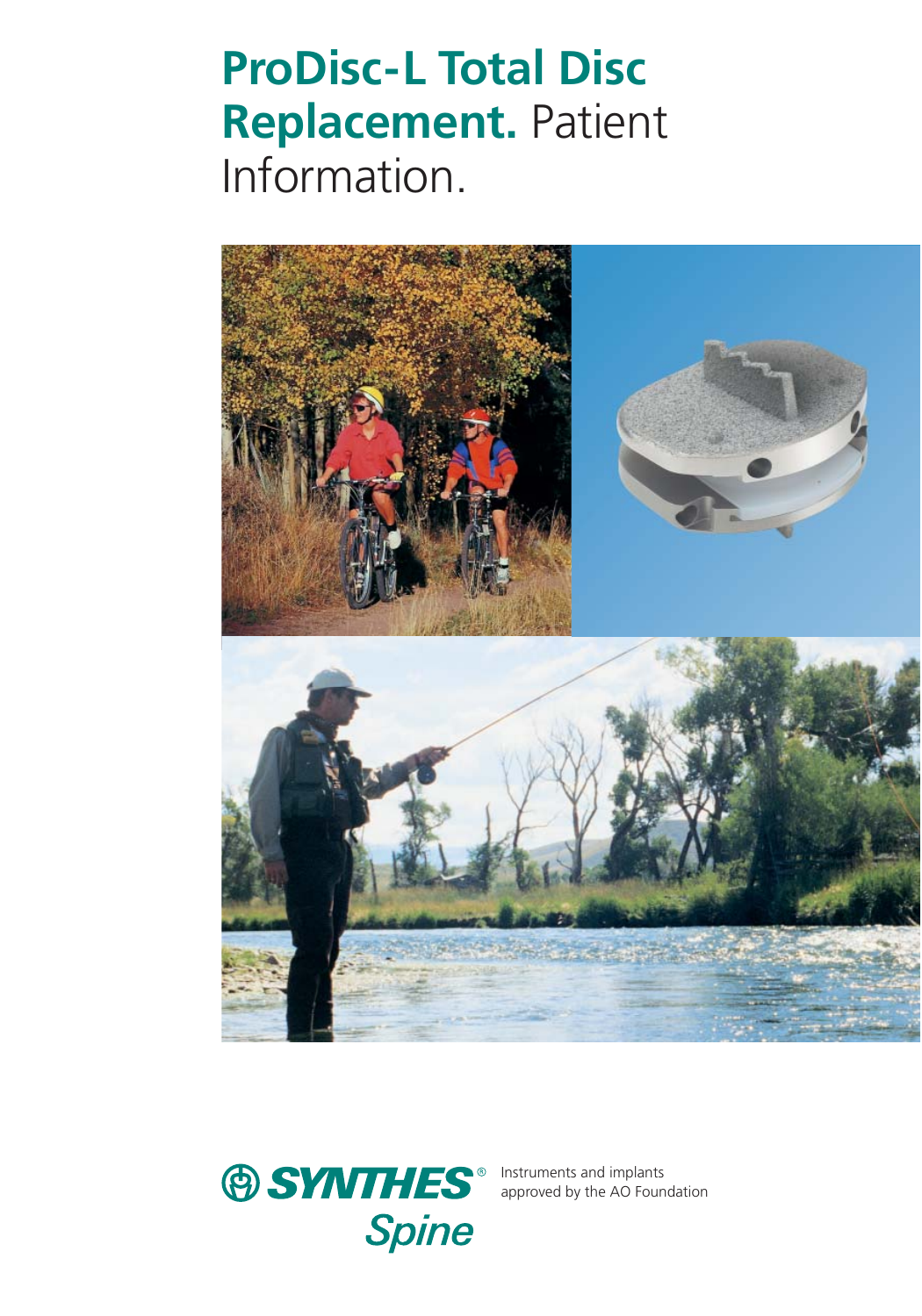# ProDisc-L Total Disc Replacement. Patient Information.

SYNTHES® Spine

Instruments and implants approved by the AO Foundation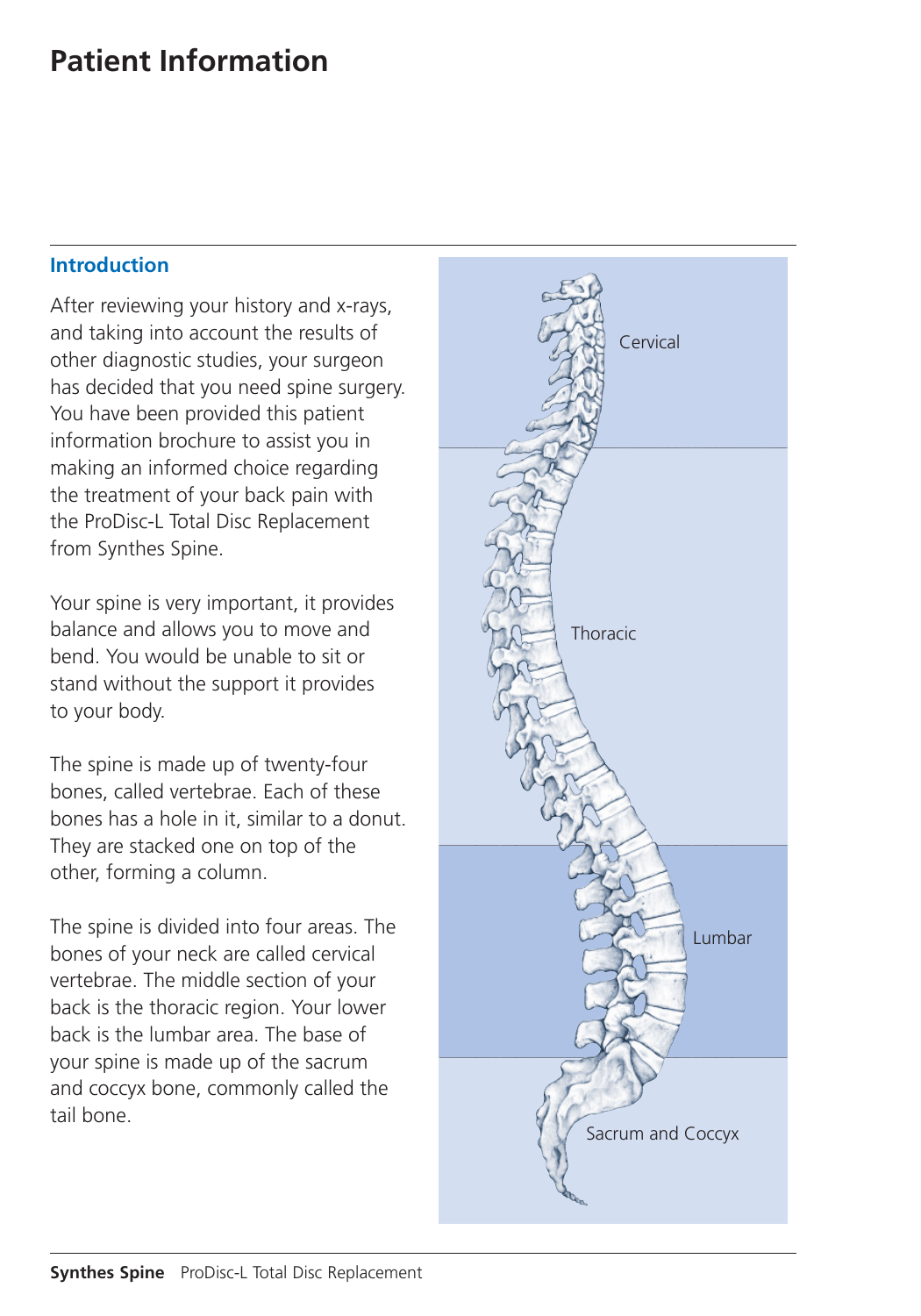# Patient Information

## Introduction

After reviewing your history and x-rays, and taking into account the results of other diagnostic studies, your surgeon has decided that you need spine surgery. You have been provided this patient information brochure to assist you in making an informed choice regarding the treatment of your back pain with the ProDisc-L Total Disc Replacement from Synthes Spine.

Your spine is very important, it provides balance and allows you to move and bend. You would be unable to sit or stand without the support it provides to your body.

The spine is made up of twenty-four bones, called vertebrae. Each of these bones has a hole in it, similar to a donut. They are stacked one on top of the other, forming a column.

The spine is divided into four areas. The bones of your neck are called cervical vertebrae. The middle section of your back is the thoracic region. Your lower back is the lumbar area. The base of your spine is made up of the sacrum and coccyx bone, commonly called the tail bone.

Cervical

Thoracic

Lumbar

Sacrum and Coccyx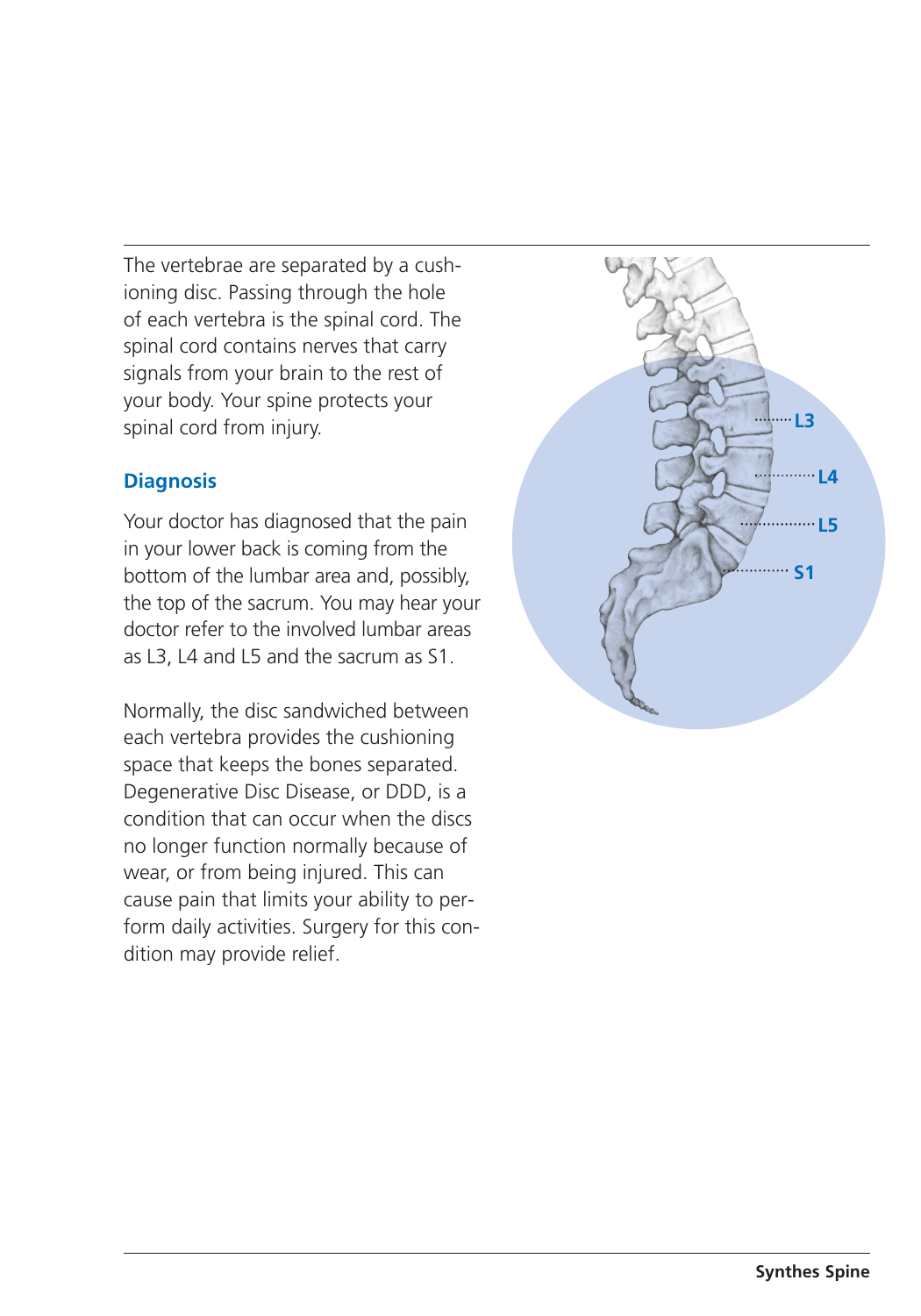The vertebrae are separated by a cushioning disc. Passing through the hole of each vertebra is the spinal cord. The spinal cord contains nerves that carry signals from your brain to the rest of your body. Your spine protects your spinal cord from injury.

## Diagnosis

Your doctor has diagnosed that the pain in your lower back is coming from the bottom of the lumbar area and, possibly, the top of the sacrum. You may hear your doctor refer to the involved lumbar areas as L3, L4 and L5 and the sacrum as S1.

Normally, the disc sandwiched between each vertebra provides the cushioning space that keeps the bones separated. Degenerative Disc Disease, or DDD, is a condition that can occur when the discs no longer function normally because of wear, or from being injured. This can cause pain that limits your ability to perform daily activities. Surgery for this condition may provide relief.

L3

L4

L5

S1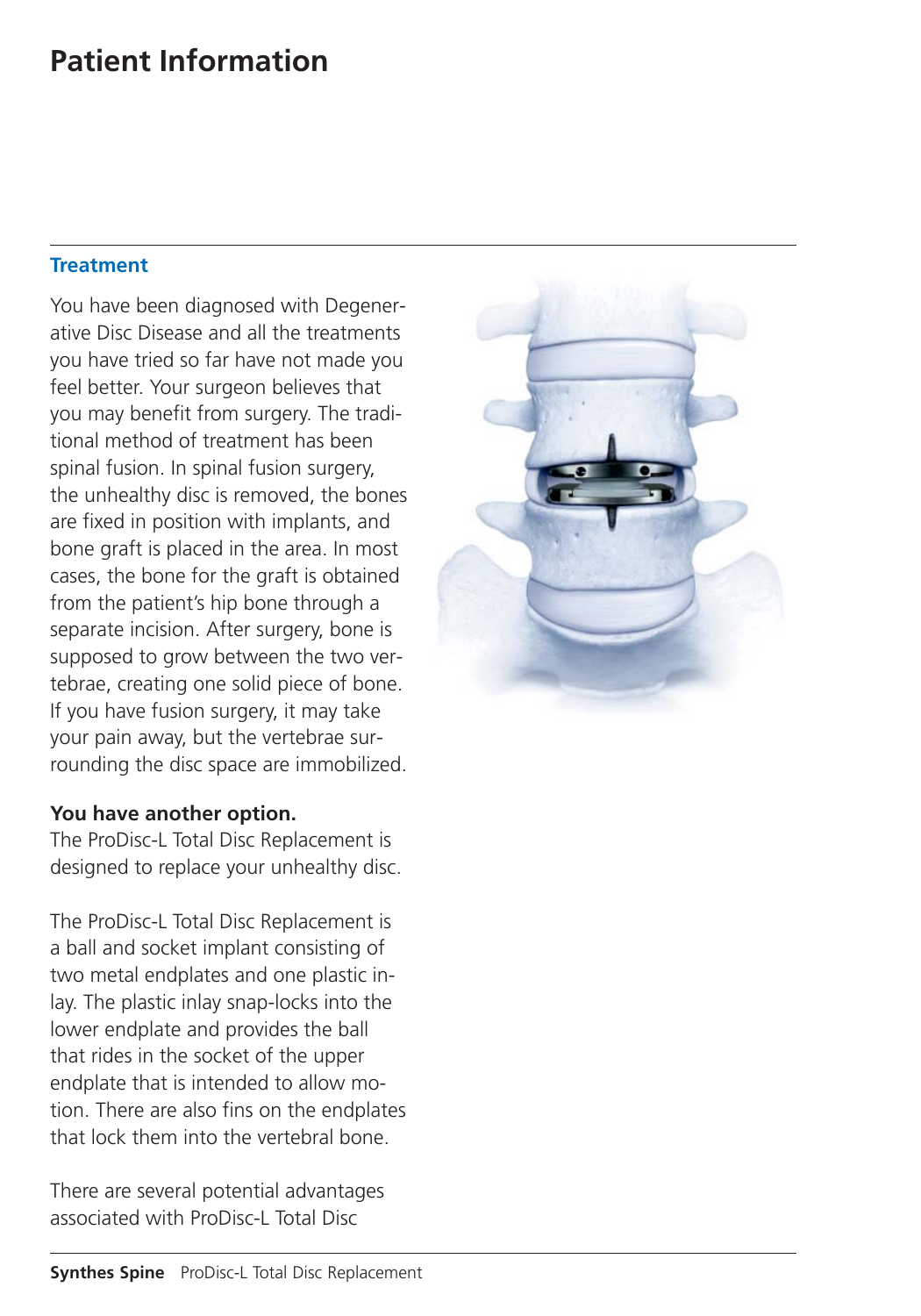# Patient Information

## Treatment

You have been diagnosed with Degenerative Disc Disease and all the treatments you have tried so far have not made you feel better. Your surgeon believes that you may benefit from surgery. The traditional method of treatment has been spinal fusion. In spinal fusion surgery, the unhealthy disc is removed, the bones are fixed in position with implants, and bone graft is placed in the area. In most cases, the bone for the graft is obtained from the patient's hip bone through a separate incision. After surgery, bone is supposed to grow between the two vertebrae, creating one solid piece of bone. If you have fusion surgery, it may take your pain away, but the vertebrae surrounding the disc space are immobilized.

**You have another option.**
The ProDisc-L Total Disc Replacement is designed to replace your unhealthy disc.

The ProDisc-L Total Disc Replacement is a ball and socket implant consisting of two metal endplates and one plastic inlay. The plastic inlay snap-locks into the lower endplate and provides the ball that rides in the socket of the upper endplate that is intended to allow motion. There are also fins on the endplates that lock them into the vertebral bone.

There are several potential advantages associated with ProDisc-L Total Disc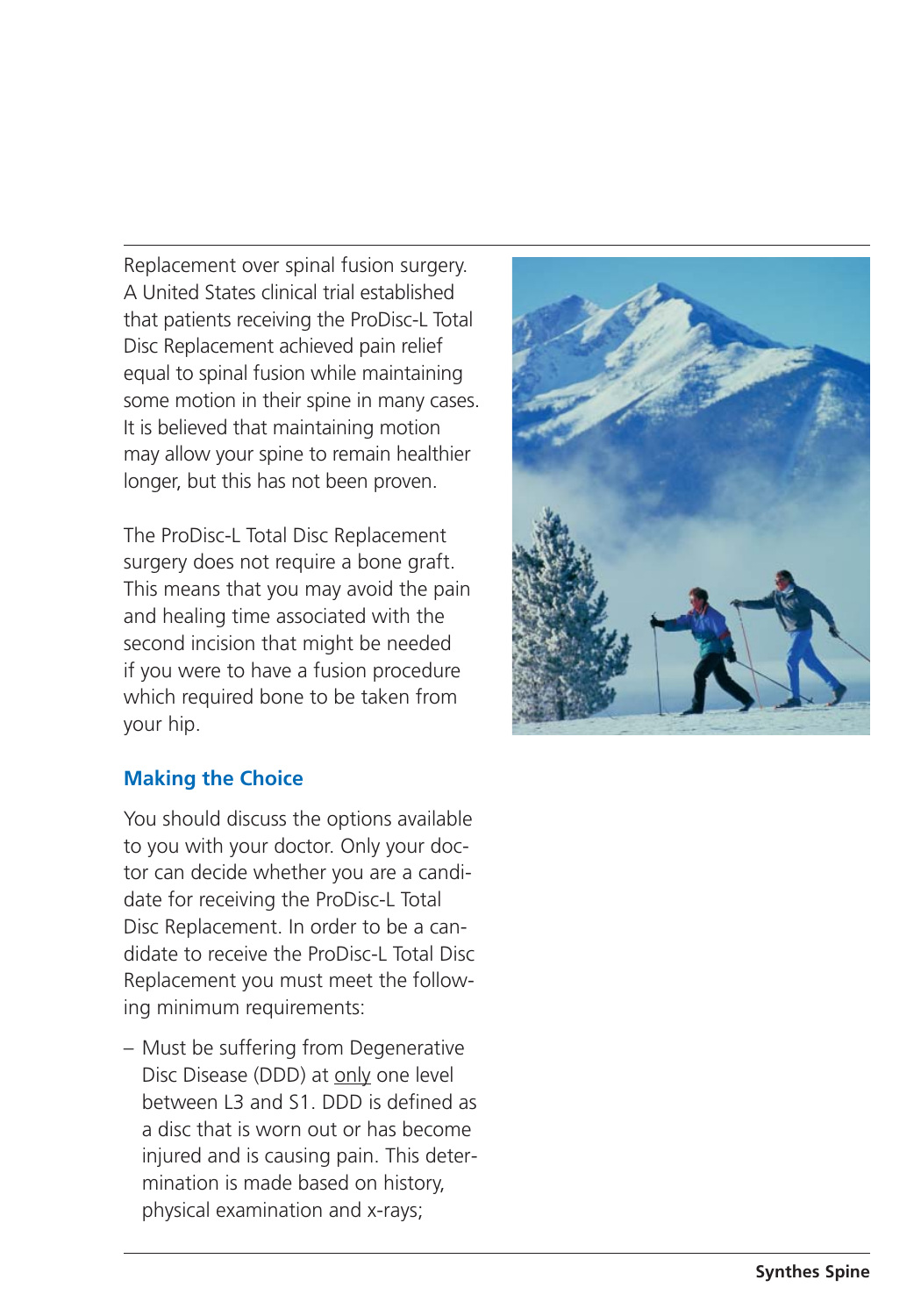Replacement over spinal fusion surgery. A United States clinical trial established that patients receiving the ProDisc-L Total Disc Replacement achieved pain relief equal to spinal fusion while maintaining some motion in their spine in many cases. It is believed that maintaining motion may allow your spine to remain healthier longer, but this has not been proven.

The ProDisc-L Total Disc Replacement surgery does not require a bone graft. This means that you may avoid the pain and healing time associated with the second incision that might be needed if you were to have a fusion procedure which required bone to be taken from your hip.

## Making the Choice

You should discuss the options available to you with your doctor. Only your doctor can decide whether you are a candidate for receiving the ProDisc-L Total Disc Replacement. In order to be a candidate to receive the ProDisc-L Total Disc Replacement you must meet the following minimum requirements:

- Must be suffering from Degenerative Disc Disease (DDD) at <u>only</u> one level between L3 and S1. DDD is defined as a disc that is worn out or has become injured and is causing pain. This determination is made based on history, physical examination and x-rays;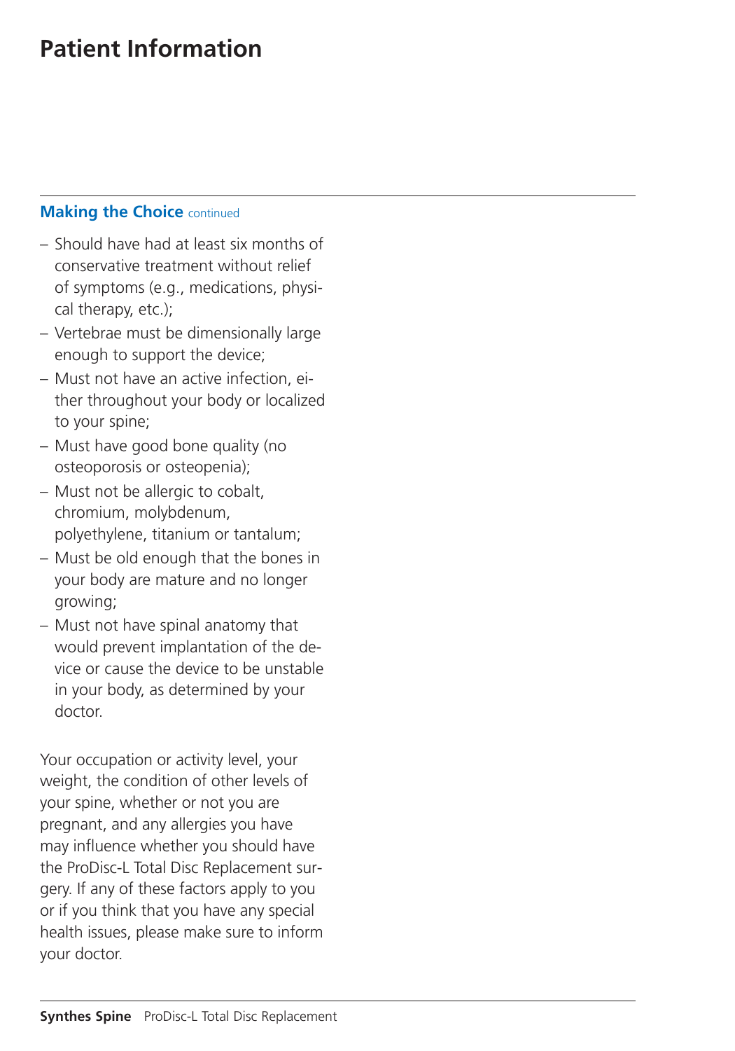# Patient Information

## Making the Choice continued

- Should have had at least six months of conservative treatment without relief of symptoms (e.g., medications, physical therapy, etc.);
- Vertebrae must be dimensionally large enough to support the device;
- Must not have an active infection, either throughout your body or localized to your spine;
- Must have good bone quality (no osteoporosis or osteopenia);
- Must not be allergic to cobalt, chromium, molybdenum, polyethylene, titanium or tantalum;
- Must be old enough that the bones in your body are mature and no longer growing;
- Must not have spinal anatomy that would prevent implantation of the device or cause the device to be unstable in your body, as determined by your doctor.

Your occupation or activity level, your weight, the condition of other levels of your spine, whether or not you are pregnant, and any allergies you have may influence whether you should have the ProDisc-L Total Disc Replacement surgery. If any of these factors apply to you or if you think that you have any special health issues, please make sure to inform your doctor.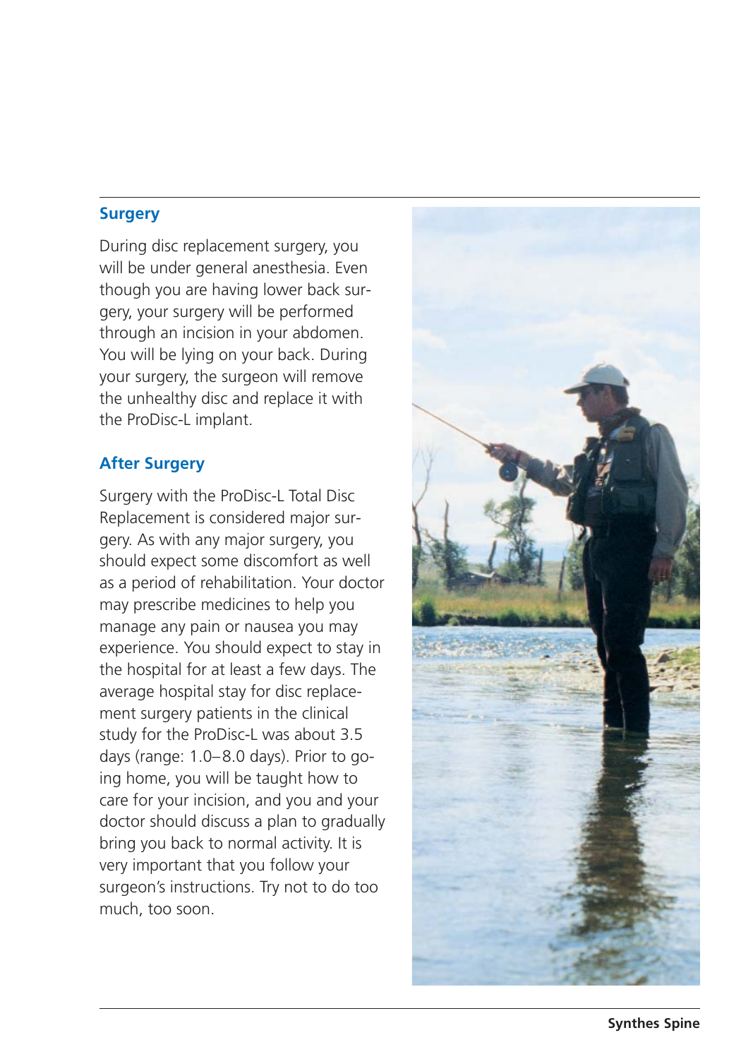## Surgery

During disc replacement surgery, you will be under general anesthesia. Even though you are having lower back surgery, your surgery will be performed through an incision in your abdomen. You will be lying on your back. During your surgery, the surgeon will remove the unhealthy disc and replace it with the ProDisc-L implant.

## After Surgery

Surgery with the ProDisc-L Total Disc Replacement is considered major surgery. As with any major surgery, you should expect some discomfort as well as a period of rehabilitation. Your doctor may prescribe medicines to help you manage any pain or nausea you may experience. You should expect to stay in the hospital for at least a few days. The average hospital stay for disc replacement surgery patients in the clinical study for the ProDisc-L was about 3.5 days (range: 1.0–8.0 days). Prior to going home, you will be taught how to care for your incision, and you and your doctor should discuss a plan to gradually bring you back to normal activity. It is very important that you follow your surgeon's instructions. Try not to do too much, too soon.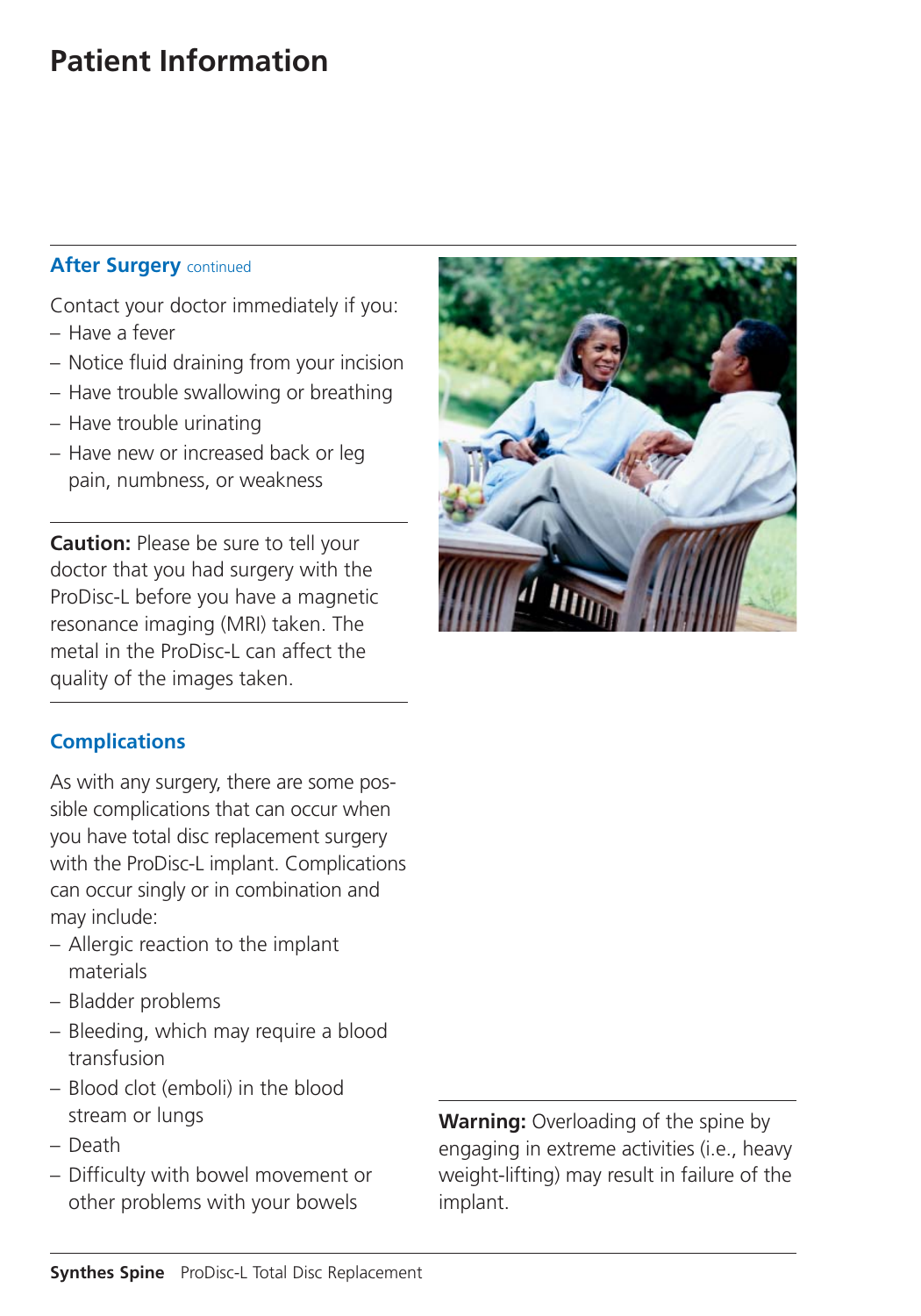# Patient Information

## After Surgery continued

Contact your doctor immediately if you:

- Have a fever
- Notice fluid draining from your incision
- Have trouble swallowing or breathing
- Have trouble urinating
- Have new or increased back or leg pain, numbness, or weakness

**Caution:** Please be sure to tell your doctor that you had surgery with the ProDisc-L before you have a magnetic resonance imaging (MRI) taken. The metal in the ProDisc-L can affect the quality of the images taken.

## Complications

As with any surgery, there are some possible complications that can occur when you have total disc replacement surgery with the ProDisc-L implant. Complications can occur singly or in combination and may include:

- Allergic reaction to the implant materials
- Bladder problems
- Bleeding, which may require a blood transfusion
- Blood clot (emboli) in the blood stream or lungs
- Death
- Difficulty with bowel movement or other problems with your bowels

**Warning:** Overloading of the spine by engaging in extreme activities (i.e., heavy weight-lifting) may result in failure of the implant.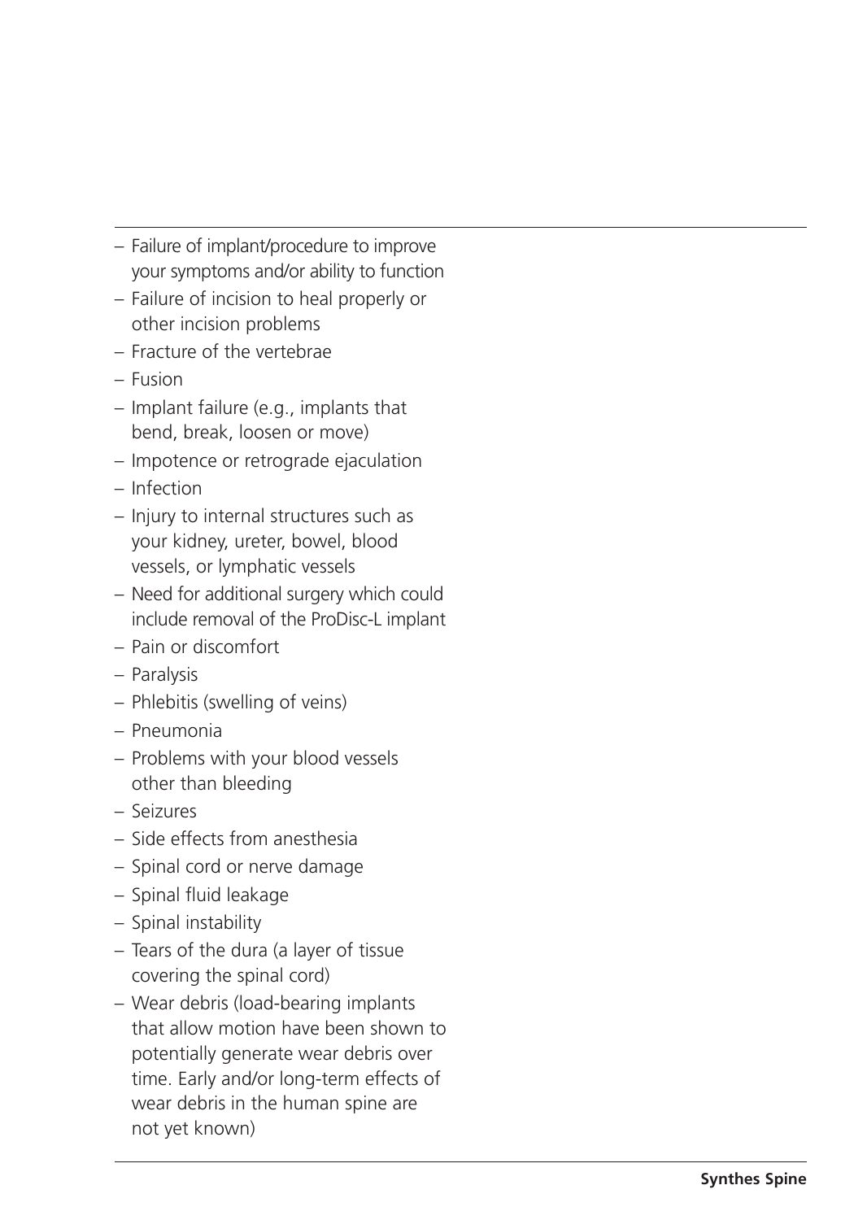- Failure of implant/procedure to improve your symptoms and/or ability to function
- Failure of incision to heal properly or other incision problems
- Fracture of the vertebrae
- Fusion
- Implant failure (e.g., implants that bend, break, loosen or move)
- Impotence or retrograde ejaculation
- Infection
- Injury to internal structures such as your kidney, ureter, bowel, blood vessels, or lymphatic vessels
- Need for additional surgery which could include removal of the ProDisc-L implant
- Pain or discomfort
- Paralysis
- Phlebitis (swelling of veins)
- Pneumonia
- Problems with your blood vessels other than bleeding
- Seizures
- Side effects from anesthesia
- Spinal cord or nerve damage
- Spinal fluid leakage
- Spinal instability
- Tears of the dura (a layer of tissue covering the spinal cord)
- Wear debris (load-bearing implants that allow motion have been shown to potentially generate wear debris over time. Early and/or long-term effects of wear debris in the human spine are not yet known)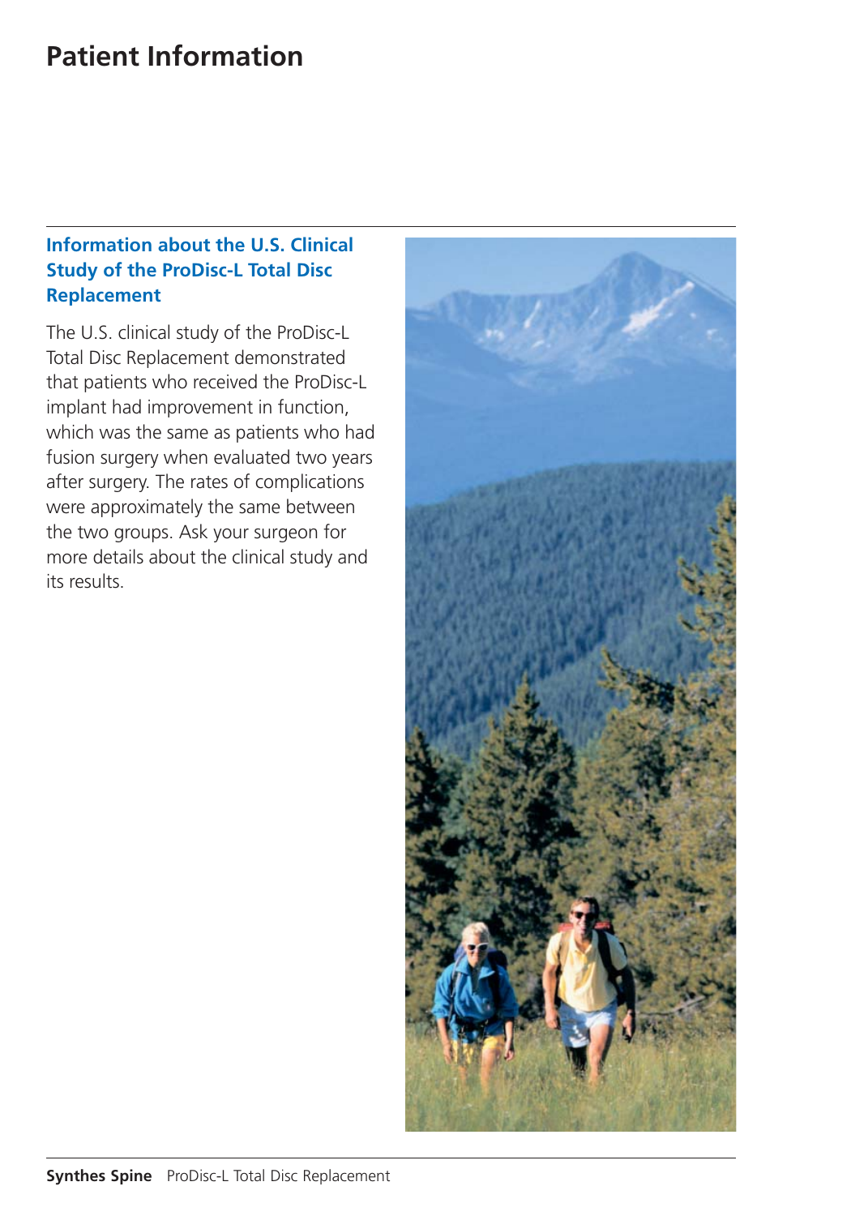# Patient Information

## Information about the U.S. Clinical Study of the ProDisc-L Total Disc Replacement

The U.S. clinical study of the ProDisc-L Total Disc Replacement demonstrated that patients who received the ProDisc-L implant had improvement in function, which was the same as patients who had fusion surgery when evaluated two years after surgery. The rates of complications were approximately the same between the two groups. Ask your surgeon for more details about the clinical study and its results.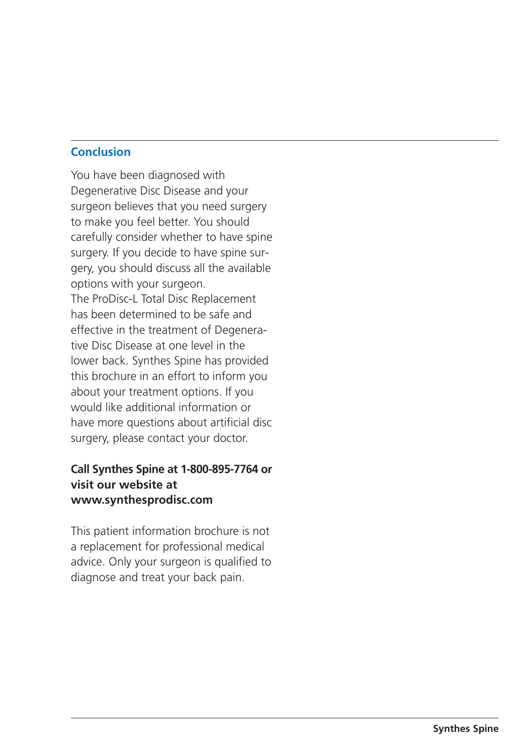## Conclusion

You have been diagnosed with Degenerative Disc Disease and your surgeon believes that you need surgery to make you feel better. You should carefully consider whether to have spine surgery. If you decide to have spine surgery, you should discuss all the available options with your surgeon.
The ProDisc-L Total Disc Replacement has been determined to be safe and effective in the treatment of Degenerative Disc Disease at one level in the lower back. Synthes Spine has provided this brochure in an effort to inform you about your treatment options. If you would like additional information or have more questions about artificial disc surgery, please contact your doctor.

**Call Synthes Spine at 1-800-895-7764 or visit our website at www.synthesprodisc.com**

This patient information brochure is not a replacement for professional medical advice. Only your surgeon is qualified to diagnose and treat your back pain.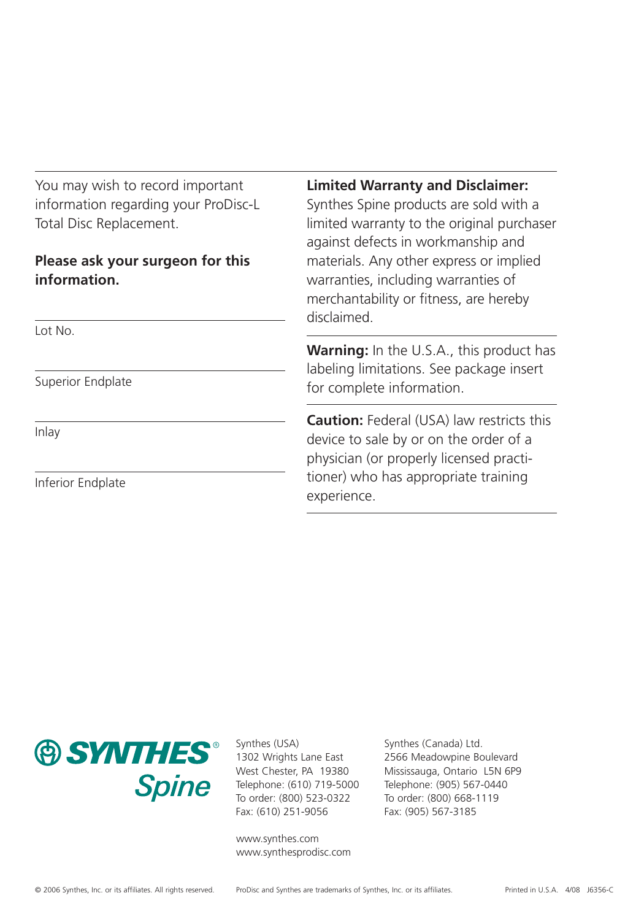You may wish to record important information regarding your ProDisc-L Total Disc Replacement.

**Please ask your surgeon for this information.**

Lot No.

Superior Endplate

Inlay

Inferior Endplate

**Limited Warranty and Disclaimer:** Synthes Spine products are sold with a limited warranty to the original purchaser against defects in workmanship and materials. Any other express or implied warranties, including warranties of merchantability or fitness, are hereby disclaimed.

**Warning:** In the U.S.A., this product has labeling limitations. See package insert for complete information.

**Caution:** Federal (USA) law restricts this device to sale by or on the order of a physician (or properly licensed practitioner) who has appropriate training experience.

SYNTHES® Spine

Synthes (USA)
1302 Wrights Lane East
West Chester, PA 19380
Telephone: (610) 719-5000
To order: (800) 523-0322
Fax: (610) 251-9056

Synthes (Canada) Ltd.
2566 Meadowpine Boulevard
Mississauga, Ontario L5N 6P9
Telephone: (905) 567-0440
To order: (800) 668-1119
Fax: (905) 567-3185

www.synthes.com
www.synthesprodisc.com

© 2006 Synthes, Inc. or its affiliates. All rights reserved.

ProDisc and Synthes are trademarks of Synthes, Inc. or its affiliates.

Printed in U.S.A. 4/08 J6356-C